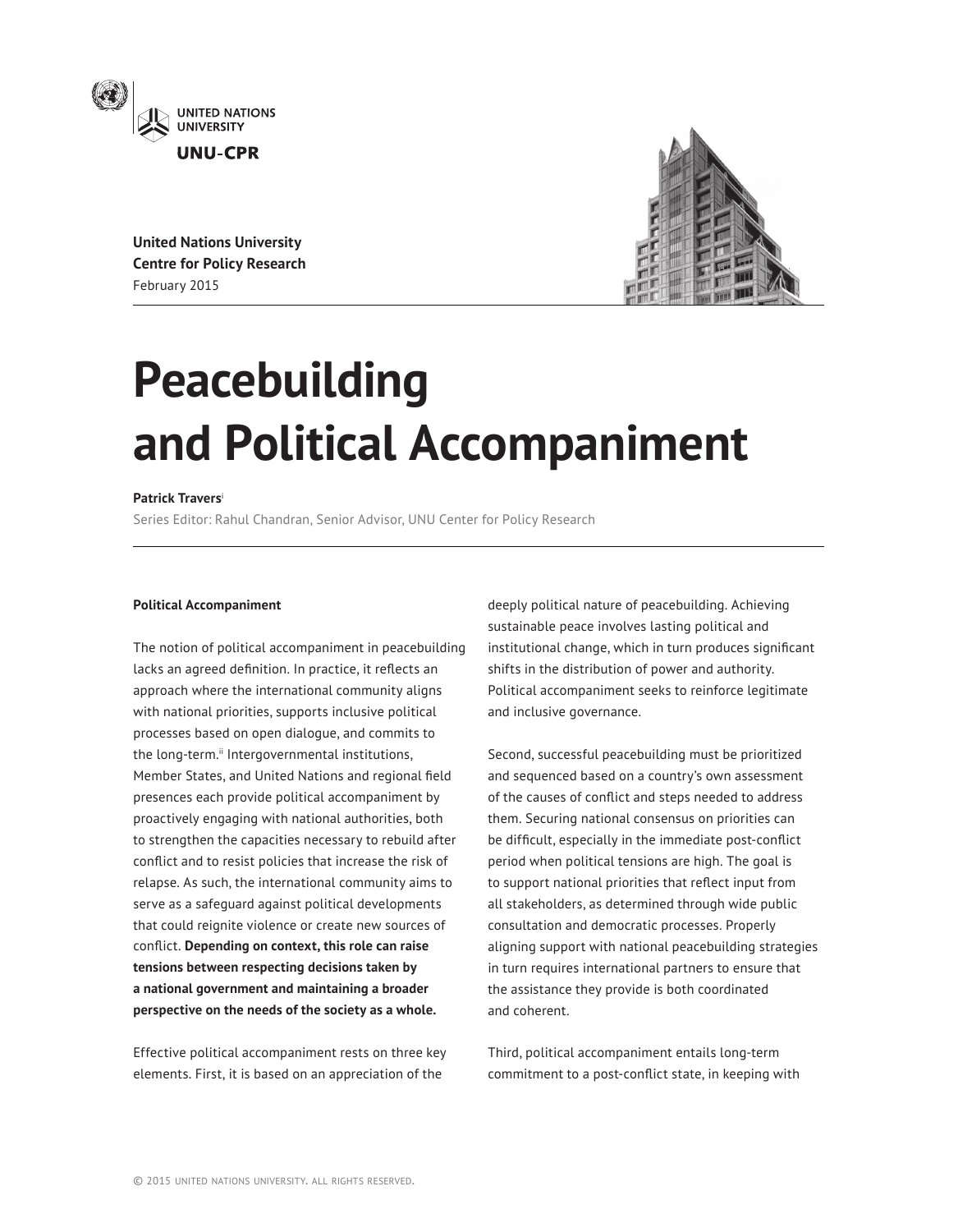UNITED NATIONS UNIVERSITY

UNU-CPR

**United Nations University**
**Centre for Policy Research**
February 2015

# Peacebuilding and Political Accompaniment

**Patrick Travers**[i]

Series Editor: Rahul Chandran, Senior Advisor, UNU Center for Policy Research

**Political Accompaniment**

The notion of political accompaniment in peacebuilding lacks an agreed definition. In practice, it reflects an approach where the international community aligns with national priorities, supports inclusive political processes based on open dialogue, and commits to the long-term.[ii] Intergovernmental institutions, Member States, and United Nations and regional field presences each provide political accompaniment by proactively engaging with national authorities, both to strengthen the capacities necessary to rebuild after conflict and to resist policies that increase the risk of relapse. As such, the international community aims to serve as a safeguard against political developments that could reignite violence or create new sources of conflict. **Depending on context, this role can raise tensions between respecting decisions taken by a national government and maintaining a broader perspective on the needs of the society as a whole.**

Effective political accompaniment rests on three key elements. First, it is based on an appreciation of the deeply political nature of peacebuilding. Achieving sustainable peace involves lasting political and institutional change, which in turn produces significant shifts in the distribution of power and authority. Political accompaniment seeks to reinforce legitimate and inclusive governance.

Second, successful peacebuilding must be prioritized and sequenced based on a country's own assessment of the causes of conflict and steps needed to address them. Securing national consensus on priorities can be difficult, especially in the immediate post-conflict period when political tensions are high. The goal is to support national priorities that reflect input from all stakeholders, as determined through wide public consultation and democratic processes. Properly aligning support with national peacebuilding strategies in turn requires international partners to ensure that the assistance they provide is both coordinated and coherent.

Third, political accompaniment entails long-term commitment to a post-conflict state, in keeping with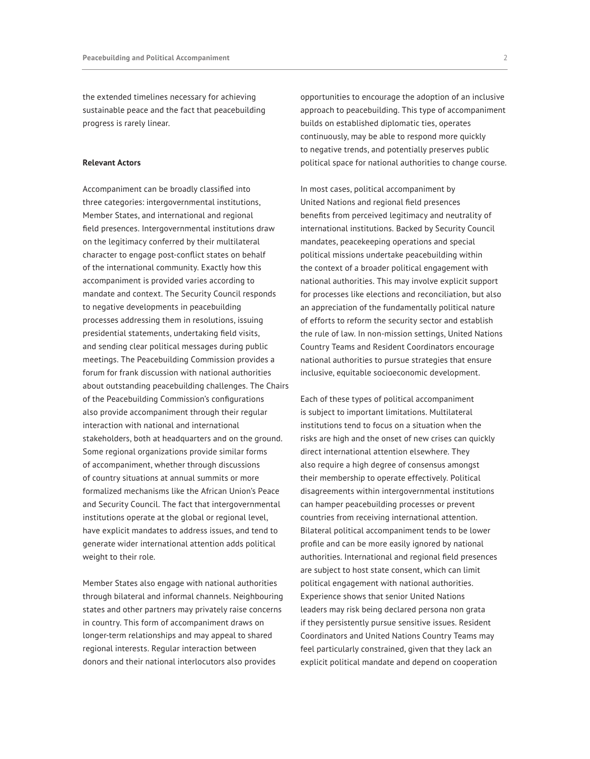the extended timelines necessary for achieving sustainable peace and the fact that peacebuilding progress is rarely linear.

**Relevant Actors**

Accompaniment can be broadly classified into three categories: intergovernmental institutions, Member States, and international and regional field presences. Intergovernmental institutions draw on the legitimacy conferred by their multilateral character to engage post-conflict states on behalf of the international community. Exactly how this accompaniment is provided varies according to mandate and context. The Security Council responds to negative developments in peacebuilding processes addressing them in resolutions, issuing presidential statements, undertaking field visits, and sending clear political messages during public meetings. The Peacebuilding Commission provides a forum for frank discussion with national authorities about outstanding peacebuilding challenges. The Chairs of the Peacebuilding Commission's configurations also provide accompaniment through their regular interaction with national and international stakeholders, both at headquarters and on the ground. Some regional organizations provide similar forms of accompaniment, whether through discussions of country situations at annual summits or more formalized mechanisms like the African Union's Peace and Security Council. The fact that intergovernmental institutions operate at the global or regional level, have explicit mandates to address issues, and tend to generate wider international attention adds political weight to their role.

Member States also engage with national authorities through bilateral and informal channels. Neighbouring states and other partners may privately raise concerns in country. This form of accompaniment draws on longer-term relationships and may appeal to shared regional interests. Regular interaction between donors and their national interlocutors also provides opportunities to encourage the adoption of an inclusive approach to peacebuilding. This type of accompaniment builds on established diplomatic ties, operates continuously, may be able to respond more quickly to negative trends, and potentially preserves public political space for national authorities to change course.

In most cases, political accompaniment by United Nations and regional field presences benefits from perceived legitimacy and neutrality of international institutions. Backed by Security Council mandates, peacekeeping operations and special political missions undertake peacebuilding within the context of a broader political engagement with national authorities. This may involve explicit support for processes like elections and reconciliation, but also an appreciation of the fundamentally political nature of efforts to reform the security sector and establish the rule of law. In non-mission settings, United Nations Country Teams and Resident Coordinators encourage national authorities to pursue strategies that ensure inclusive, equitable socioeconomic development.

Each of these types of political accompaniment is subject to important limitations. Multilateral institutions tend to focus on a situation when the risks are high and the onset of new crises can quickly direct international attention elsewhere. They also require a high degree of consensus amongst their membership to operate effectively. Political disagreements within intergovernmental institutions can hamper peacebuilding processes or prevent countries from receiving international attention. Bilateral political accompaniment tends to be lower profile and can be more easily ignored by national authorities. International and regional field presences are subject to host state consent, which can limit political engagement with national authorities. Experience shows that senior United Nations leaders may risk being declared persona non grata if they persistently pursue sensitive issues. Resident Coordinators and United Nations Country Teams may feel particularly constrained, given that they lack an explicit political mandate and depend on cooperation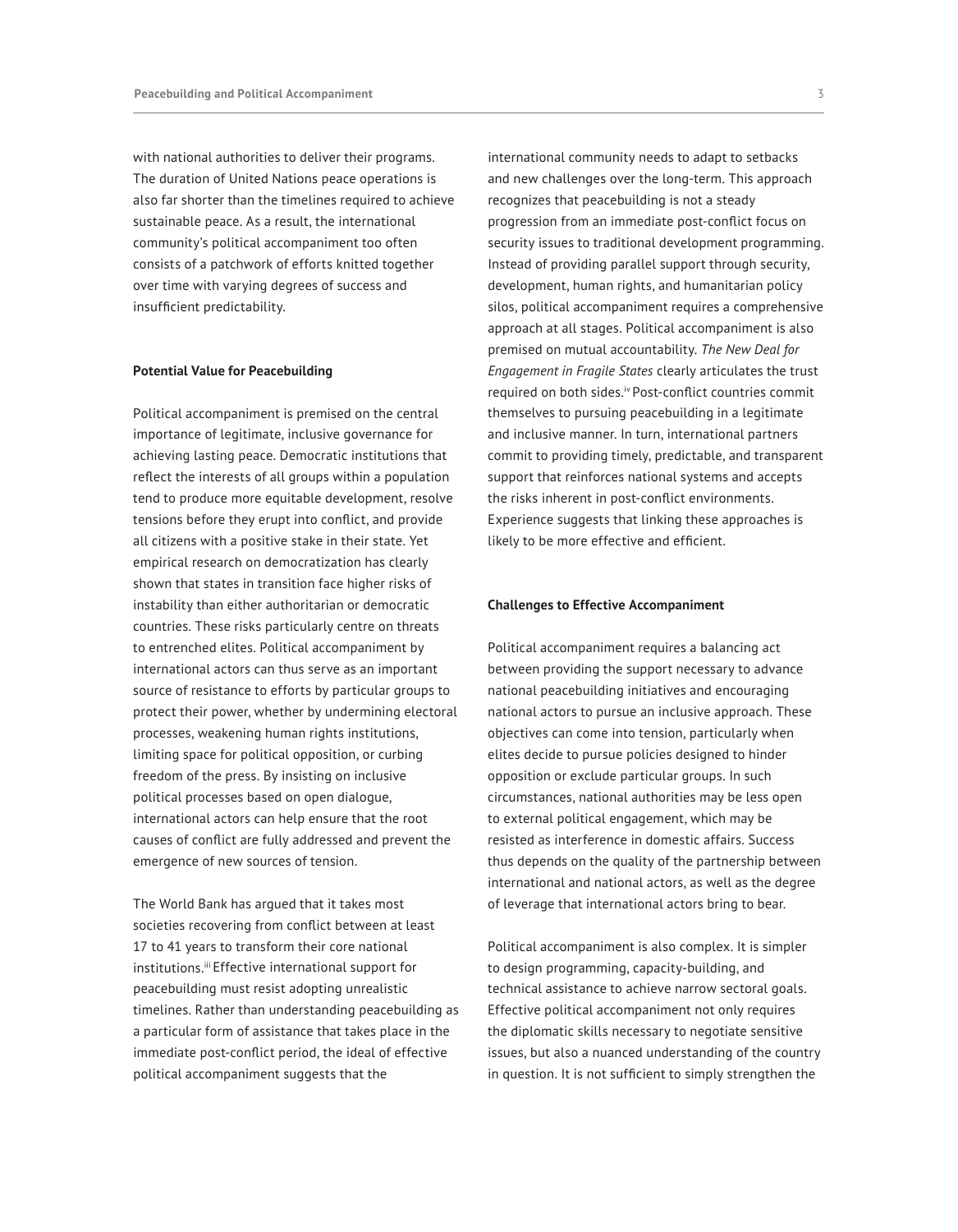with national authorities to deliver their programs. The duration of United Nations peace operations is also far shorter than the timelines required to achieve sustainable peace. As a result, the international community's political accompaniment too often consists of a patchwork of efforts knitted together over time with varying degrees of success and insufficient predictability.

**Potential Value for Peacebuilding**

Political accompaniment is premised on the central importance of legitimate, inclusive governance for achieving lasting peace. Democratic institutions that reflect the interests of all groups within a population tend to produce more equitable development, resolve tensions before they erupt into conflict, and provide all citizens with a positive stake in their state. Yet empirical research on democratization has clearly shown that states in transition face higher risks of instability than either authoritarian or democratic countries. These risks particularly centre on threats to entrenched elites. Political accompaniment by international actors can thus serve as an important source of resistance to efforts by particular groups to protect their power, whether by undermining electoral processes, weakening human rights institutions, limiting space for political opposition, or curbing freedom of the press. By insisting on inclusive political processes based on open dialogue, international actors can help ensure that the root causes of conflict are fully addressed and prevent the emergence of new sources of tension.

The World Bank has argued that it takes most societies recovering from conflict between at least 17 to 41 years to transform their core national institutions.[iii] Effective international support for peacebuilding must resist adopting unrealistic timelines. Rather than understanding peacebuilding as a particular form of assistance that takes place in the immediate post-conflict period, the ideal of effective political accompaniment suggests that the international community needs to adapt to setbacks and new challenges over the long-term. This approach recognizes that peacebuilding is not a steady progression from an immediate post-conflict focus on security issues to traditional development programming. Instead of providing parallel support through security, development, human rights, and humanitarian policy silos, political accompaniment requires a comprehensive approach at all stages. Political accompaniment is also premised on mutual accountability. *The New Deal for Engagement in Fragile States* clearly articulates the trust required on both sides.[iv] Post-conflict countries commit themselves to pursuing peacebuilding in a legitimate and inclusive manner. In turn, international partners commit to providing timely, predictable, and transparent support that reinforces national systems and accepts the risks inherent in post-conflict environments. Experience suggests that linking these approaches is likely to be more effective and efficient.

**Challenges to Effective Accompaniment**

Political accompaniment requires a balancing act between providing the support necessary to advance national peacebuilding initiatives and encouraging national actors to pursue an inclusive approach. These objectives can come into tension, particularly when elites decide to pursue policies designed to hinder opposition or exclude particular groups. In such circumstances, national authorities may be less open to external political engagement, which may be resisted as interference in domestic affairs. Success thus depends on the quality of the partnership between international and national actors, as well as the degree of leverage that international actors bring to bear.

Political accompaniment is also complex. It is simpler to design programming, capacity-building, and technical assistance to achieve narrow sectoral goals. Effective political accompaniment not only requires the diplomatic skills necessary to negotiate sensitive issues, but also a nuanced understanding of the country in question. It is not sufficient to simply strengthen the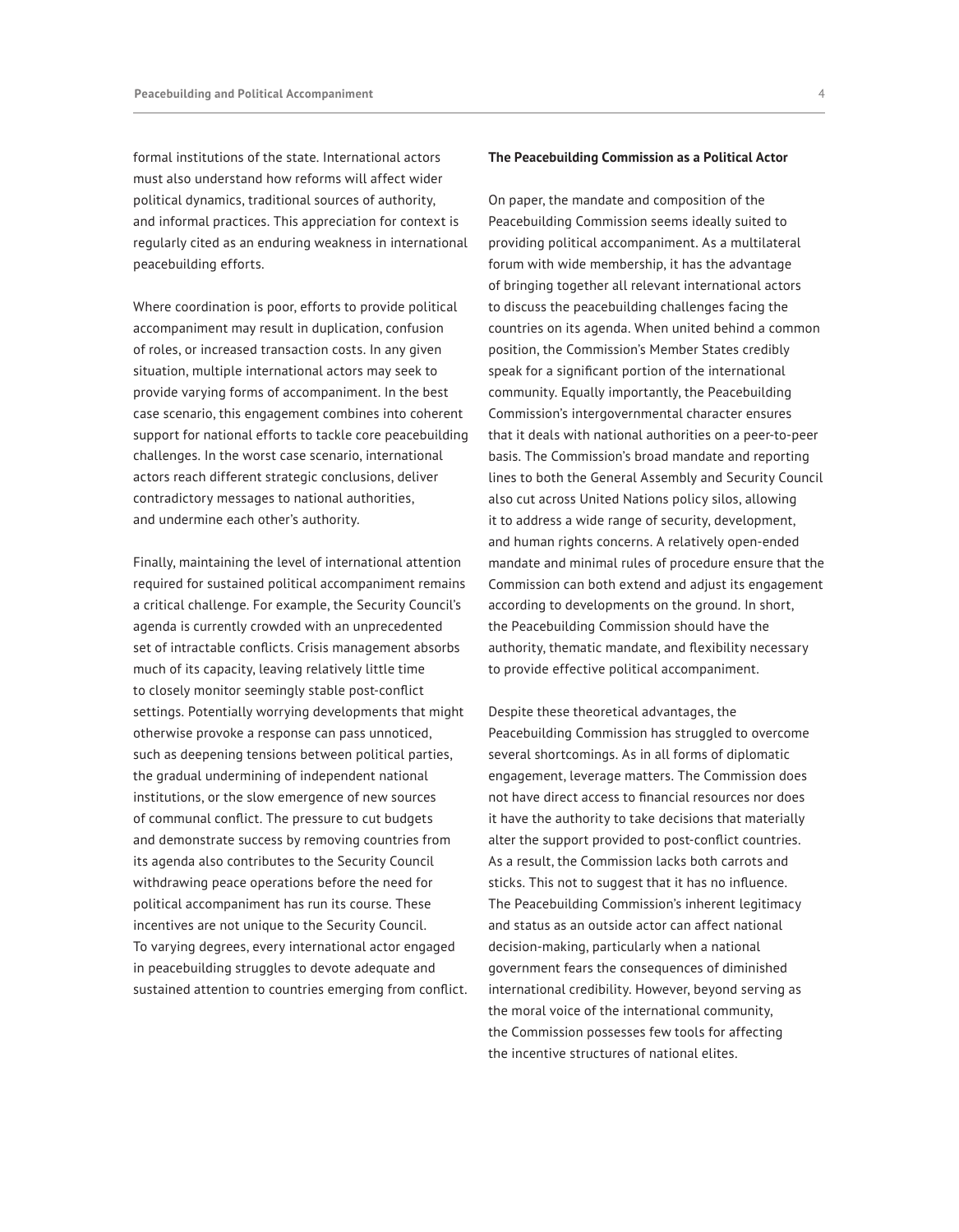formal institutions of the state. International actors must also understand how reforms will affect wider political dynamics, traditional sources of authority, and informal practices. This appreciation for context is regularly cited as an enduring weakness in international peacebuilding efforts.

Where coordination is poor, efforts to provide political accompaniment may result in duplication, confusion of roles, or increased transaction costs. In any given situation, multiple international actors may seek to provide varying forms of accompaniment. In the best case scenario, this engagement combines into coherent support for national efforts to tackle core peacebuilding challenges. In the worst case scenario, international actors reach different strategic conclusions, deliver contradictory messages to national authorities, and undermine each other's authority.

Finally, maintaining the level of international attention required for sustained political accompaniment remains a critical challenge. For example, the Security Council's agenda is currently crowded with an unprecedented set of intractable conflicts. Crisis management absorbs much of its capacity, leaving relatively little time to closely monitor seemingly stable post-conflict settings. Potentially worrying developments that might otherwise provoke a response can pass unnoticed, such as deepening tensions between political parties, the gradual undermining of independent national institutions, or the slow emergence of new sources of communal conflict. The pressure to cut budgets and demonstrate success by removing countries from its agenda also contributes to the Security Council withdrawing peace operations before the need for political accompaniment has run its course. These incentives are not unique to the Security Council. To varying degrees, every international actor engaged in peacebuilding struggles to devote adequate and sustained attention to countries emerging from conflict.

**The Peacebuilding Commission as a Political Actor**

On paper, the mandate and composition of the Peacebuilding Commission seems ideally suited to providing political accompaniment. As a multilateral forum with wide membership, it has the advantage of bringing together all relevant international actors to discuss the peacebuilding challenges facing the countries on its agenda. When united behind a common position, the Commission's Member States credibly speak for a significant portion of the international community. Equally importantly, the Peacebuilding Commission's intergovernmental character ensures that it deals with national authorities on a peer-to-peer basis. The Commission's broad mandate and reporting lines to both the General Assembly and Security Council also cut across United Nations policy silos, allowing it to address a wide range of security, development, and human rights concerns. A relatively open-ended mandate and minimal rules of procedure ensure that the Commission can both extend and adjust its engagement according to developments on the ground. In short, the Peacebuilding Commission should have the authority, thematic mandate, and flexibility necessary to provide effective political accompaniment.

Despite these theoretical advantages, the Peacebuilding Commission has struggled to overcome several shortcomings. As in all forms of diplomatic engagement, leverage matters. The Commission does not have direct access to financial resources nor does it have the authority to take decisions that materially alter the support provided to post-conflict countries. As a result, the Commission lacks both carrots and sticks. This not to suggest that it has no influence. The Peacebuilding Commission's inherent legitimacy and status as an outside actor can affect national decision-making, particularly when a national government fears the consequences of diminished international credibility. However, beyond serving as the moral voice of the international community, the Commission possesses few tools for affecting the incentive structures of national elites.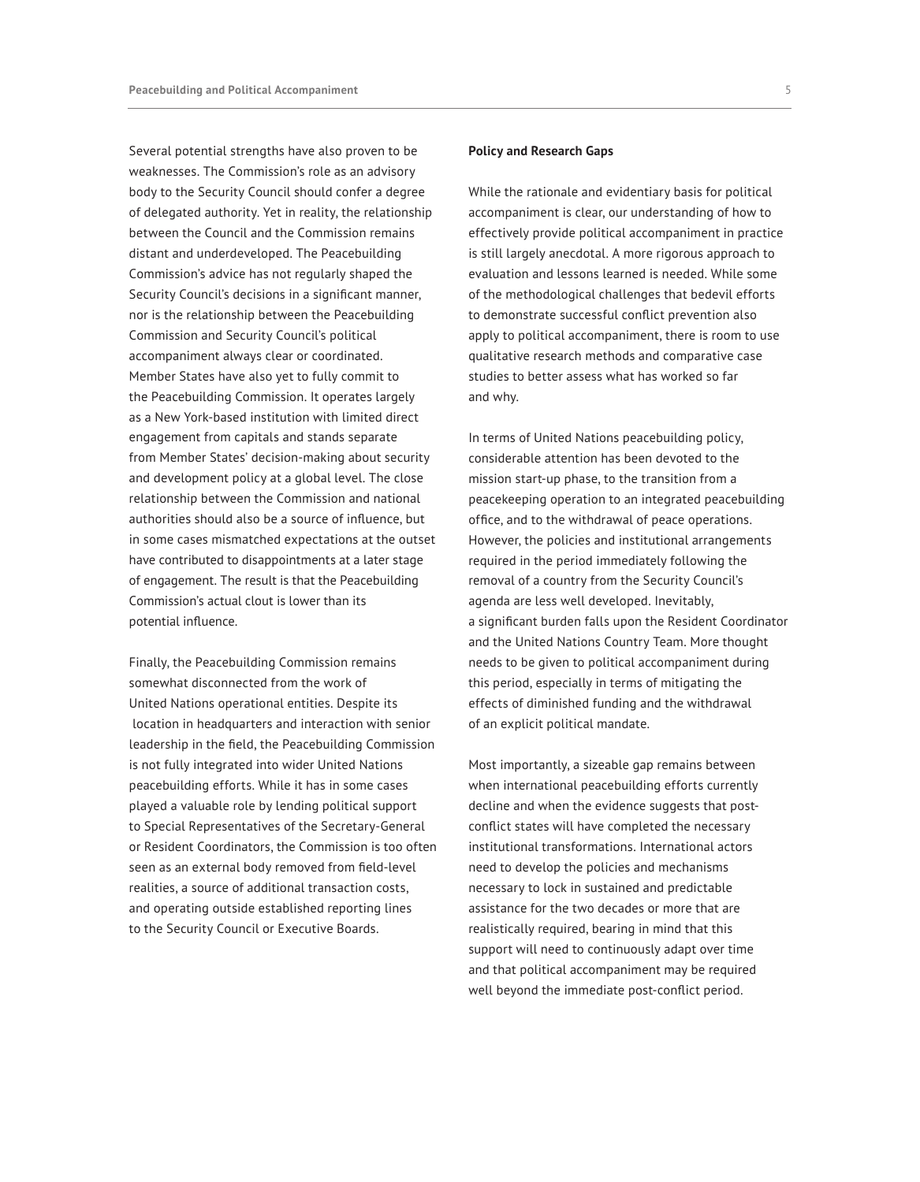Several potential strengths have also proven to be weaknesses. The Commission's role as an advisory body to the Security Council should confer a degree of delegated authority. Yet in reality, the relationship between the Council and the Commission remains distant and underdeveloped. The Peacebuilding Commission's advice has not regularly shaped the Security Council's decisions in a significant manner, nor is the relationship between the Peacebuilding Commission and Security Council's political accompaniment always clear or coordinated. Member States have also yet to fully commit to the Peacebuilding Commission. It operates largely as a New York-based institution with limited direct engagement from capitals and stands separate from Member States' decision-making about security and development policy at a global level. The close relationship between the Commission and national authorities should also be a source of influence, but in some cases mismatched expectations at the outset have contributed to disappointments at a later stage of engagement. The result is that the Peacebuilding Commission's actual clout is lower than its potential influence.

Finally, the Peacebuilding Commission remains somewhat disconnected from the work of United Nations operational entities. Despite its location in headquarters and interaction with senior leadership in the field, the Peacebuilding Commission is not fully integrated into wider United Nations peacebuilding efforts. While it has in some cases played a valuable role by lending political support to Special Representatives of the Secretary-General or Resident Coordinators, the Commission is too often seen as an external body removed from field-level realities, a source of additional transaction costs, and operating outside established reporting lines to the Security Council or Executive Boards.

**Policy and Research Gaps**

While the rationale and evidentiary basis for political accompaniment is clear, our understanding of how to effectively provide political accompaniment in practice is still largely anecdotal. A more rigorous approach to evaluation and lessons learned is needed. While some of the methodological challenges that bedevil efforts to demonstrate successful conflict prevention also apply to political accompaniment, there is room to use qualitative research methods and comparative case studies to better assess what has worked so far and why.

In terms of United Nations peacebuilding policy, considerable attention has been devoted to the mission start-up phase, to the transition from a peacekeeping operation to an integrated peacebuilding office, and to the withdrawal of peace operations. However, the policies and institutional arrangements required in the period immediately following the removal of a country from the Security Council's agenda are less well developed. Inevitably, a significant burden falls upon the Resident Coordinator and the United Nations Country Team. More thought needs to be given to political accompaniment during this period, especially in terms of mitigating the effects of diminished funding and the withdrawal of an explicit political mandate.

Most importantly, a sizeable gap remains between when international peacebuilding efforts currently decline and when the evidence suggests that post-conflict states will have completed the necessary institutional transformations. International actors need to develop the policies and mechanisms necessary to lock in sustained and predictable assistance for the two decades or more that are realistically required, bearing in mind that this support will need to continuously adapt over time and that political accompaniment may be required well beyond the immediate post-conflict period.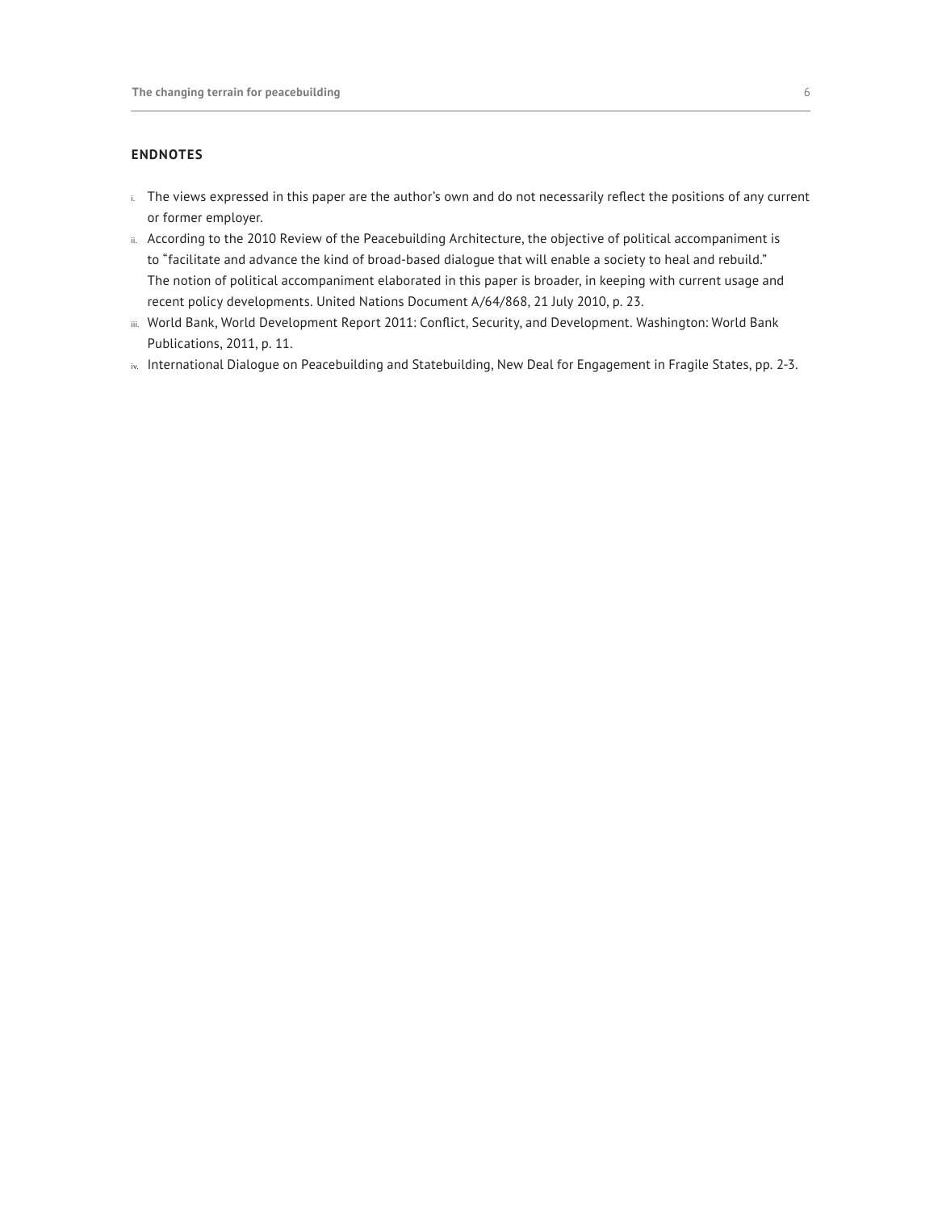## ENDNOTES

i. The views expressed in this paper are the author's own and do not necessarily reflect the positions of any current or former employer.

ii. According to the 2010 Review of the Peacebuilding Architecture, the objective of political accompaniment is to "facilitate and advance the kind of broad-based dialogue that will enable a society to heal and rebuild." The notion of political accompaniment elaborated in this paper is broader, in keeping with current usage and recent policy developments. United Nations Document A/64/868, 21 July 2010, p. 23.

iii. World Bank, World Development Report 2011: Conflict, Security, and Development. Washington: World Bank Publications, 2011, p. 11.

iv. International Dialogue on Peacebuilding and Statebuilding, New Deal for Engagement in Fragile States, pp. 2-3.